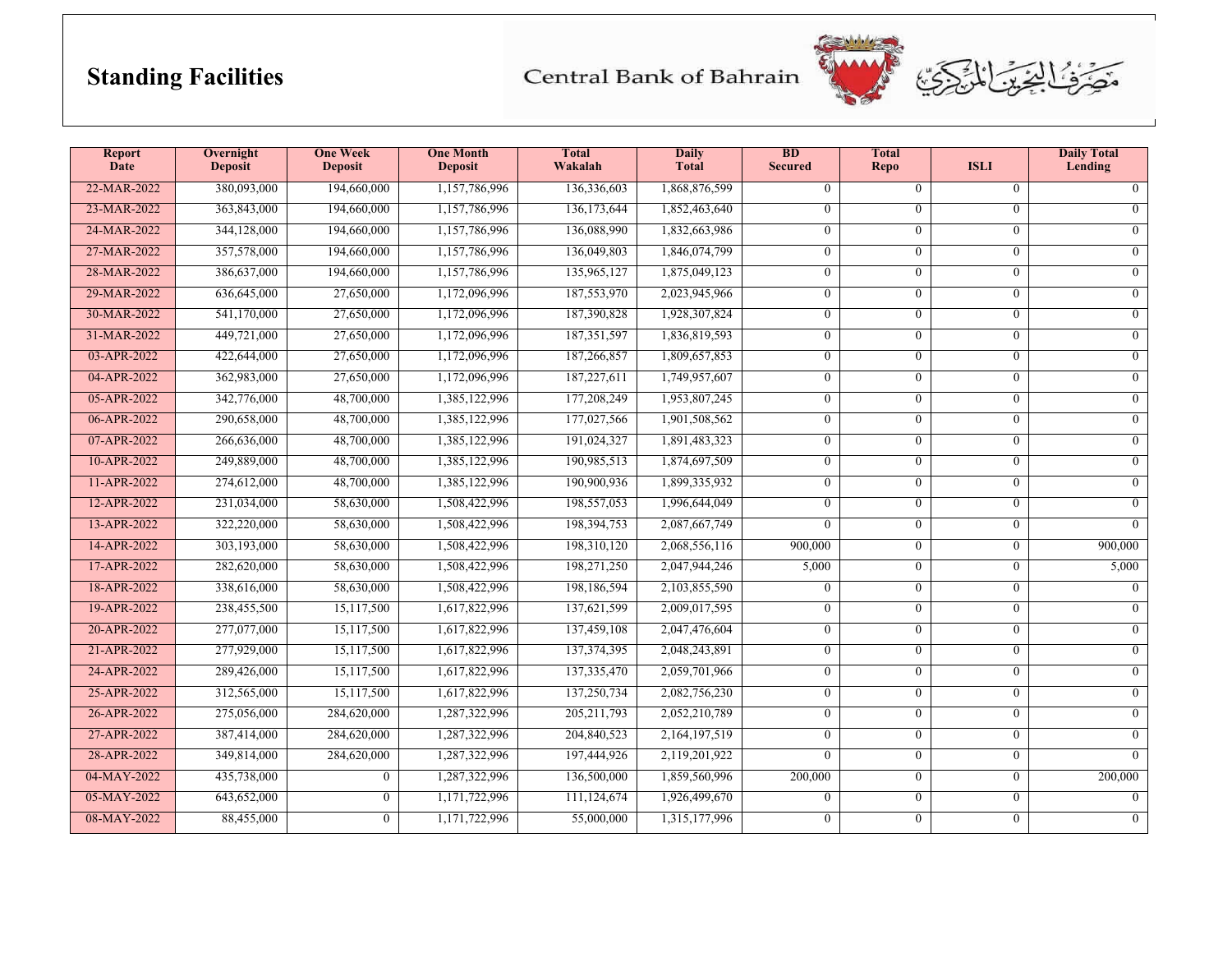# Standing Facilities

Central Bank of Bahrain مصرف البحرين المركزي

| Report Date | Overnight Deposit | One Week Deposit | One Month Deposit | Total Wakalah | Daily Total | BD Secured | Total Repo | ISLI | Daily Total Lending |
|---|---|---|---|---|---|---|---|---|---|
| 22-MAR-2022 | 380,093,000 | 194,660,000 | 1,157,786,996 | 136,336,603 | 1,868,876,599 | 0 | 0 | 0 | 0 |
| 23-MAR-2022 | 363,843,000 | 194,660,000 | 1,157,786,996 | 136,173,644 | 1,852,463,640 | 0 | 0 | 0 | 0 |
| 24-MAR-2022 | 344,128,000 | 194,660,000 | 1,157,786,996 | 136,088,990 | 1,832,663,986 | 0 | 0 | 0 | 0 |
| 27-MAR-2022 | 357,578,000 | 194,660,000 | 1,157,786,996 | 136,049,803 | 1,846,074,799 | 0 | 0 | 0 | 0 |
| 28-MAR-2022 | 386,637,000 | 194,660,000 | 1,157,786,996 | 135,965,127 | 1,875,049,123 | 0 | 0 | 0 | 0 |
| 29-MAR-2022 | 636,645,000 | 27,650,000 | 1,172,096,996 | 187,553,970 | 2,023,945,966 | 0 | 0 | 0 | 0 |
| 30-MAR-2022 | 541,170,000 | 27,650,000 | 1,172,096,996 | 187,390,828 | 1,928,307,824 | 0 | 0 | 0 | 0 |
| 31-MAR-2022 | 449,721,000 | 27,650,000 | 1,172,096,996 | 187,351,597 | 1,836,819,593 | 0 | 0 | 0 | 0 |
| 03-APR-2022 | 422,644,000 | 27,650,000 | 1,172,096,996 | 187,266,857 | 1,809,657,853 | 0 | 0 | 0 | 0 |
| 04-APR-2022 | 362,983,000 | 27,650,000 | 1,172,096,996 | 187,227,611 | 1,749,957,607 | 0 | 0 | 0 | 0 |
| 05-APR-2022 | 342,776,000 | 48,700,000 | 1,385,122,996 | 177,208,249 | 1,953,807,245 | 0 | 0 | 0 | 0 |
| 06-APR-2022 | 290,658,000 | 48,700,000 | 1,385,122,996 | 177,027,566 | 1,901,508,562 | 0 | 0 | 0 | 0 |
| 07-APR-2022 | 266,636,000 | 48,700,000 | 1,385,122,996 | 191,024,327 | 1,891,483,323 | 0 | 0 | 0 | 0 |
| 10-APR-2022 | 249,889,000 | 48,700,000 | 1,385,122,996 | 190,985,513 | 1,874,697,509 | 0 | 0 | 0 | 0 |
| 11-APR-2022 | 274,612,000 | 48,700,000 | 1,385,122,996 | 190,900,936 | 1,899,335,932 | 0 | 0 | 0 | 0 |
| 12-APR-2022 | 231,034,000 | 58,630,000 | 1,508,422,996 | 198,557,053 | 1,996,644,049 | 0 | 0 | 0 | 0 |
| 13-APR-2022 | 322,220,000 | 58,630,000 | 1,508,422,996 | 198,394,753 | 2,087,667,749 | 0 | 0 | 0 | 0 |
| 14-APR-2022 | 303,193,000 | 58,630,000 | 1,508,422,996 | 198,310,120 | 2,068,556,116 | 900,000 | 0 | 0 | 900,000 |
| 17-APR-2022 | 282,620,000 | 58,630,000 | 1,508,422,996 | 198,271,250 | 2,047,944,246 | 5,000 | 0 | 0 | 5,000 |
| 18-APR-2022 | 338,616,000 | 58,630,000 | 1,508,422,996 | 198,186,594 | 2,103,855,590 | 0 | 0 | 0 | 0 |
| 19-APR-2022 | 238,455,500 | 15,117,500 | 1,617,822,996 | 137,621,599 | 2,009,017,595 | 0 | 0 | 0 | 0 |
| 20-APR-2022 | 277,077,000 | 15,117,500 | 1,617,822,996 | 137,459,108 | 2,047,476,604 | 0 | 0 | 0 | 0 |
| 21-APR-2022 | 277,929,000 | 15,117,500 | 1,617,822,996 | 137,374,395 | 2,048,243,891 | 0 | 0 | 0 | 0 |
| 24-APR-2022 | 289,426,000 | 15,117,500 | 1,617,822,996 | 137,335,470 | 2,059,701,966 | 0 | 0 | 0 | 0 |
| 25-APR-2022 | 312,565,000 | 15,117,500 | 1,617,822,996 | 137,250,734 | 2,082,756,230 | 0 | 0 | 0 | 0 |
| 26-APR-2022 | 275,056,000 | 284,620,000 | 1,287,322,996 | 205,211,793 | 2,052,210,789 | 0 | 0 | 0 | 0 |
| 27-APR-2022 | 387,414,000 | 284,620,000 | 1,287,322,996 | 204,840,523 | 2,164,197,519 | 0 | 0 | 0 | 0 |
| 28-APR-2022 | 349,814,000 | 284,620,000 | 1,287,322,996 | 197,444,926 | 2,119,201,922 | 0 | 0 | 0 | 0 |
| 04-MAY-2022 | 435,738,000 | 0 | 1,287,322,996 | 136,500,000 | 1,859,560,996 | 200,000 | 0 | 0 | 200,000 |
| 05-MAY-2022 | 643,652,000 | 0 | 1,171,722,996 | 111,124,674 | 1,926,499,670 | 0 | 0 | 0 | 0 |
| 08-MAY-2022 | 88,455,000 | 0 | 1,171,722,996 | 55,000,000 | 1,315,177,996 | 0 | 0 | 0 | 0 |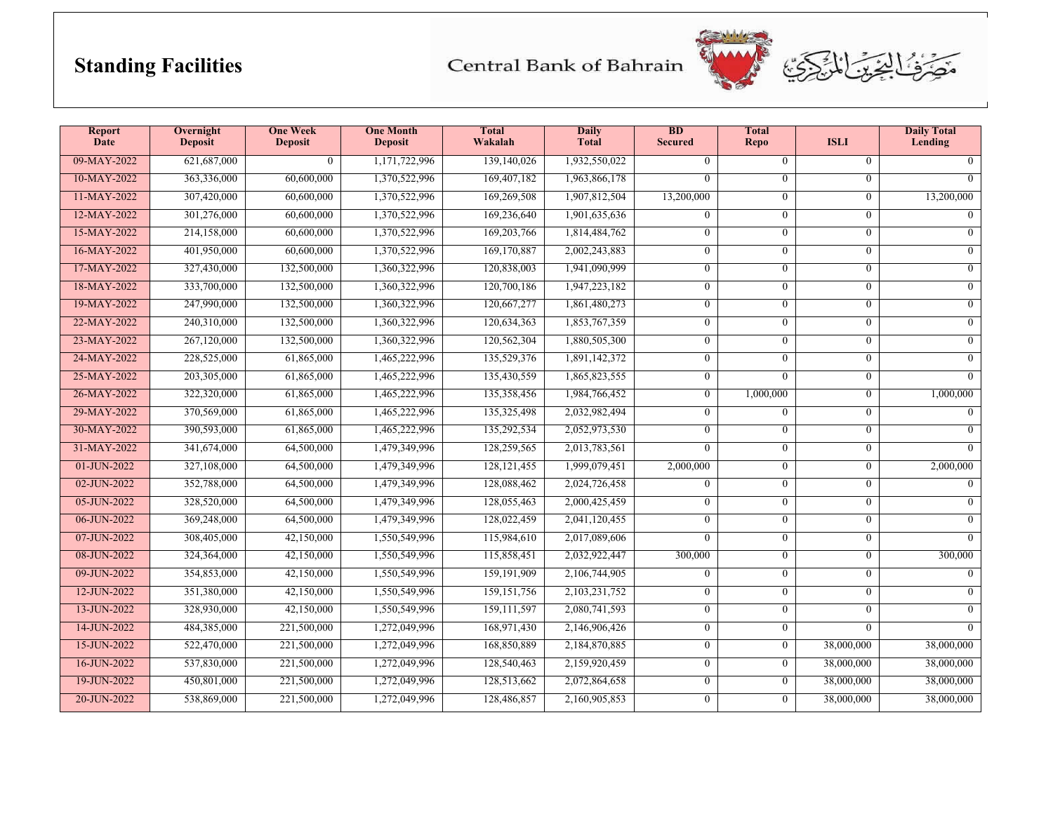# Standing Facilities

Central Bank of Bahrain مصرف البحرين المركزي

| Report Date | Overnight Deposit | One Week Deposit | One Month Deposit | Total Wakalah | Daily Total | BD Secured | Total Repo | ISLI | Daily Total Lending |
|---|---|---|---|---|---|---|---|---|---|
| 09-MAY-2022 | 621,687,000 | 0 | 1,171,722,996 | 139,140,026 | 1,932,550,022 | 0 | 0 | 0 | 0 |
| 10-MAY-2022 | 363,336,000 | 60,600,000 | 1,370,522,996 | 169,407,182 | 1,963,866,178 | 0 | 0 | 0 | 0 |
| 11-MAY-2022 | 307,420,000 | 60,600,000 | 1,370,522,996 | 169,269,508 | 1,907,812,504 | 13,200,000 | 0 | 0 | 13,200,000 |
| 12-MAY-2022 | 301,276,000 | 60,600,000 | 1,370,522,996 | 169,236,640 | 1,901,635,636 | 0 | 0 | 0 | 0 |
| 15-MAY-2022 | 214,158,000 | 60,600,000 | 1,370,522,996 | 169,203,766 | 1,814,484,762 | 0 | 0 | 0 | 0 |
| 16-MAY-2022 | 401,950,000 | 60,600,000 | 1,370,522,996 | 169,170,887 | 2,002,243,883 | 0 | 0 | 0 | 0 |
| 17-MAY-2022 | 327,430,000 | 132,500,000 | 1,360,322,996 | 120,838,003 | 1,941,090,999 | 0 | 0 | 0 | 0 |
| 18-MAY-2022 | 333,700,000 | 132,500,000 | 1,360,322,996 | 120,700,186 | 1,947,223,182 | 0 | 0 | 0 | 0 |
| 19-MAY-2022 | 247,990,000 | 132,500,000 | 1,360,322,996 | 120,667,277 | 1,861,480,273 | 0 | 0 | 0 | 0 |
| 22-MAY-2022 | 240,310,000 | 132,500,000 | 1,360,322,996 | 120,634,363 | 1,853,767,359 | 0 | 0 | 0 | 0 |
| 23-MAY-2022 | 267,120,000 | 132,500,000 | 1,360,322,996 | 120,562,304 | 1,880,505,300 | 0 | 0 | 0 | 0 |
| 24-MAY-2022 | 228,525,000 | 61,865,000 | 1,465,222,996 | 135,529,376 | 1,891,142,372 | 0 | 0 | 0 | 0 |
| 25-MAY-2022 | 203,305,000 | 61,865,000 | 1,465,222,996 | 135,430,559 | 1,865,823,555 | 0 | 0 | 0 | 0 |
| 26-MAY-2022 | 322,320,000 | 61,865,000 | 1,465,222,996 | 135,358,456 | 1,984,766,452 | 0 | 1,000,000 | 0 | 1,000,000 |
| 29-MAY-2022 | 370,569,000 | 61,865,000 | 1,465,222,996 | 135,325,498 | 2,032,982,494 | 0 | 0 | 0 | 0 |
| 30-MAY-2022 | 390,593,000 | 61,865,000 | 1,465,222,996 | 135,292,534 | 2,052,973,530 | 0 | 0 | 0 | 0 |
| 31-MAY-2022 | 341,674,000 | 64,500,000 | 1,479,349,996 | 128,259,565 | 2,013,783,561 | 0 | 0 | 0 | 0 |
| 01-JUN-2022 | 327,108,000 | 64,500,000 | 1,479,349,996 | 128,121,455 | 1,999,079,451 | 2,000,000 | 0 | 0 | 2,000,000 |
| 02-JUN-2022 | 352,788,000 | 64,500,000 | 1,479,349,996 | 128,088,462 | 2,024,726,458 | 0 | 0 | 0 | 0 |
| 05-JUN-2022 | 328,520,000 | 64,500,000 | 1,479,349,996 | 128,055,463 | 2,000,425,459 | 0 | 0 | 0 | 0 |
| 06-JUN-2022 | 369,248,000 | 64,500,000 | 1,479,349,996 | 128,022,459 | 2,041,120,455 | 0 | 0 | 0 | 0 |
| 07-JUN-2022 | 308,405,000 | 42,150,000 | 1,550,549,996 | 115,984,610 | 2,017,089,606 | 0 | 0 | 0 | 0 |
| 08-JUN-2022 | 324,364,000 | 42,150,000 | 1,550,549,996 | 115,858,451 | 2,032,922,447 | 300,000 | 0 | 0 | 300,000 |
| 09-JUN-2022 | 354,853,000 | 42,150,000 | 1,550,549,996 | 159,191,909 | 2,106,744,905 | 0 | 0 | 0 | 0 |
| 12-JUN-2022 | 351,380,000 | 42,150,000 | 1,550,549,996 | 159,151,756 | 2,103,231,752 | 0 | 0 | 0 | 0 |
| 13-JUN-2022 | 328,930,000 | 42,150,000 | 1,550,549,996 | 159,111,597 | 2,080,741,593 | 0 | 0 | 0 | 0 |
| 14-JUN-2022 | 484,385,000 | 221,500,000 | 1,272,049,996 | 168,971,430 | 2,146,906,426 | 0 | 0 | 0 | 0 |
| 15-JUN-2022 | 522,470,000 | 221,500,000 | 1,272,049,996 | 168,850,889 | 2,184,870,885 | 0 | 0 | 38,000,000 | 38,000,000 |
| 16-JUN-2022 | 537,830,000 | 221,500,000 | 1,272,049,996 | 128,540,463 | 2,159,920,459 | 0 | 0 | 38,000,000 | 38,000,000 |
| 19-JUN-2022 | 450,801,000 | 221,500,000 | 1,272,049,996 | 128,513,662 | 2,072,864,658 | 0 | 0 | 38,000,000 | 38,000,000 |
| 20-JUN-2022 | 538,869,000 | 221,500,000 | 1,272,049,996 | 128,486,857 | 2,160,905,853 | 0 | 0 | 38,000,000 | 38,000,000 |